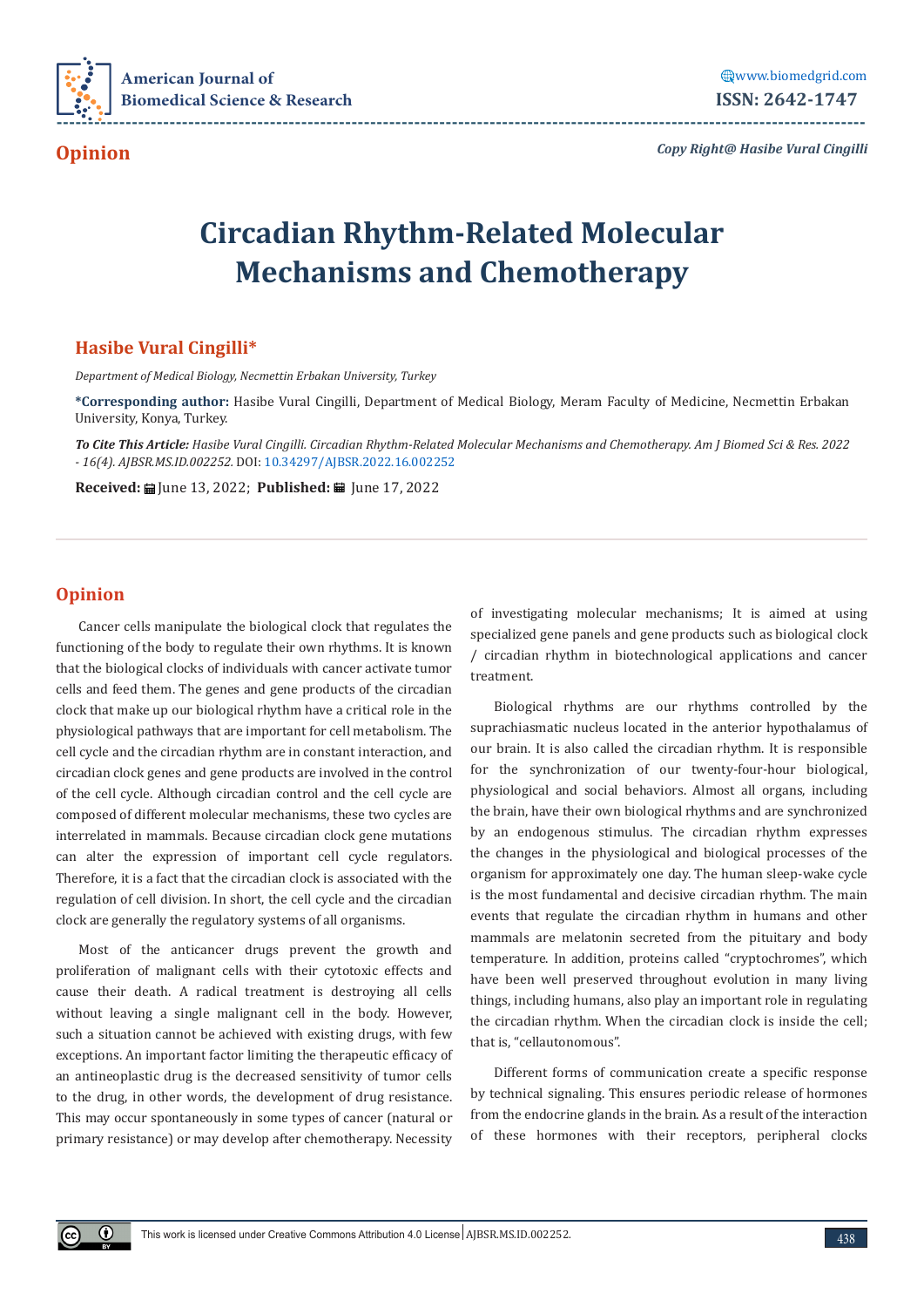# Circadian Rhythm-Related Molecular Mechanisms and Chemotherapy

## Hasibe Vural Cingilli*

*Department of Medical Biology, Necmettin Erbakan University, Turkey*

**\*Corresponding author:** Hasibe Vural Cingilli, Department of Medical Biology, Meram Faculty of Medicine, Necmettin Erbakan University, Konya, Turkey.

***To Cite This Article:*** *Hasibe Vural Cingilli. Circadian Rhythm-Related Molecular Mechanisms and Chemotherapy. Am J Biomed Sci & Res. 2022 - 16(4). AJBSR.MS.ID.002252.* DOI: 10.34297/AJBSR.2022.16.002252

**Received:** June 13, 2022; **Published:** June 17, 2022

## Opinion

Cancer cells manipulate the biological clock that regulates the functioning of the body to regulate their own rhythms. It is known that the biological clocks of individuals with cancer activate tumor cells and feed them. The genes and gene products of the circadian clock that make up our biological rhythm have a critical role in the physiological pathways that are important for cell metabolism. The cell cycle and the circadian rhythm are in constant interaction, and circadian clock genes and gene products are involved in the control of the cell cycle. Although circadian control and the cell cycle are composed of different molecular mechanisms, these two cycles are interrelated in mammals. Because circadian clock gene mutations can alter the expression of important cell cycle regulators. Therefore, it is a fact that the circadian clock is associated with the regulation of cell division. In short, the cell cycle and the circadian clock are generally the regulatory systems of all organisms.

Most of the anticancer drugs prevent the growth and proliferation of malignant cells with their cytotoxic effects and cause their death. A radical treatment is destroying all cells without leaving a single malignant cell in the body. However, such a situation cannot be achieved with existing drugs, with few exceptions. An important factor limiting the therapeutic efficacy of an antineoplastic drug is the decreased sensitivity of tumor cells to the drug, in other words, the development of drug resistance. This may occur spontaneously in some types of cancer (natural or primary resistance) or may develop after chemotherapy. Necessity of investigating molecular mechanisms; It is aimed at using specialized gene panels and gene products such as biological clock / circadian rhythm in biotechnological applications and cancer treatment.

Biological rhythms are our rhythms controlled by the suprachiasmatic nucleus located in the anterior hypothalamus of our brain. It is also called the circadian rhythm. It is responsible for the synchronization of our twenty-four-hour biological, physiological and social behaviors. Almost all organs, including the brain, have their own biological rhythms and are synchronized by an endogenous stimulus. The circadian rhythm expresses the changes in the physiological and biological processes of the organism for approximately one day. The human sleep-wake cycle is the most fundamental and decisive circadian rhythm. The main events that regulate the circadian rhythm in humans and other mammals are melatonin secreted from the pituitary and body temperature. In addition, proteins called "cryptochromes", which have been well preserved throughout evolution in many living things, including humans, also play an important role in regulating the circadian rhythm. When the circadian clock is inside the cell; that is, "cellautonomous".

Different forms of communication create a specific response by technical signaling. This ensures periodic release of hormones from the endocrine glands in the brain. As a result of the interaction of these hormones with their receptors, peripheral clocks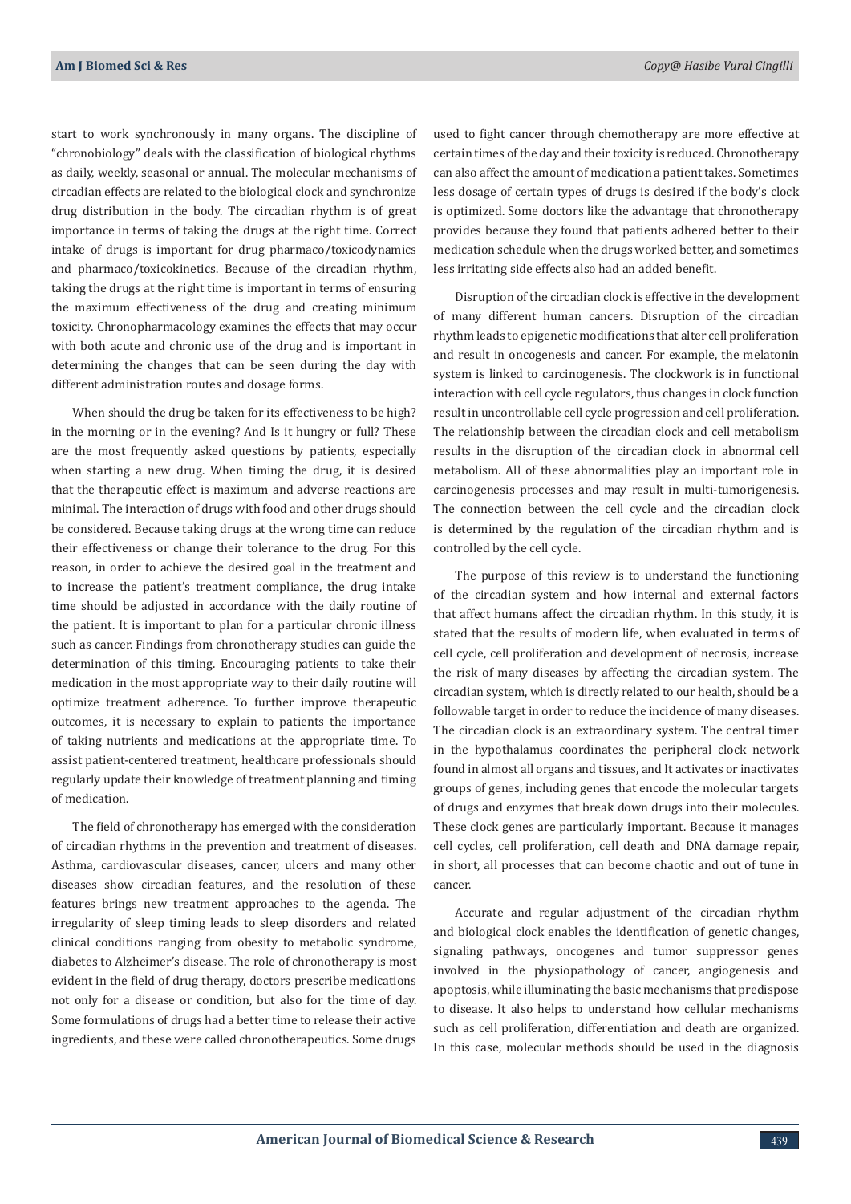start to work synchronously in many organs. The discipline of "chronobiology" deals with the classification of biological rhythms as daily, weekly, seasonal or annual. The molecular mechanisms of circadian effects are related to the biological clock and synchronize drug distribution in the body. The circadian rhythm is of great importance in terms of taking the drugs at the right time. Correct intake of drugs is important for drug pharmaco/toxicodynamics and pharmaco/toxicokinetics. Because of the circadian rhythm, taking the drugs at the right time is important in terms of ensuring the maximum effectiveness of the drug and creating minimum toxicity. Chronopharmacology examines the effects that may occur with both acute and chronic use of the drug and is important in determining the changes that can be seen during the day with different administration routes and dosage forms.

When should the drug be taken for its effectiveness to be high? in the morning or in the evening? And Is it hungry or full? These are the most frequently asked questions by patients, especially when starting a new drug. When timing the drug, it is desired that the therapeutic effect is maximum and adverse reactions are minimal. The interaction of drugs with food and other drugs should be considered. Because taking drugs at the wrong time can reduce their effectiveness or change their tolerance to the drug. For this reason, in order to achieve the desired goal in the treatment and to increase the patient's treatment compliance, the drug intake time should be adjusted in accordance with the daily routine of the patient. It is important to plan for a particular chronic illness such as cancer. Findings from chronotherapy studies can guide the determination of this timing. Encouraging patients to take their medication in the most appropriate way to their daily routine will optimize treatment adherence. To further improve therapeutic outcomes, it is necessary to explain to patients the importance of taking nutrients and medications at the appropriate time. To assist patient-centered treatment, healthcare professionals should regularly update their knowledge of treatment planning and timing of medication.

The field of chronotherapy has emerged with the consideration of circadian rhythms in the prevention and treatment of diseases. Asthma, cardiovascular diseases, cancer, ulcers and many other diseases show circadian features, and the resolution of these features brings new treatment approaches to the agenda. The irregularity of sleep timing leads to sleep disorders and related clinical conditions ranging from obesity to metabolic syndrome, diabetes to Alzheimer's disease. The role of chronotherapy is most evident in the field of drug therapy, doctors prescribe medications not only for a disease or condition, but also for the time of day. Some formulations of drugs had a better time to release their active ingredients, and these were called chronotherapeutics. Some drugs used to fight cancer through chemotherapy are more effective at certain times of the day and their toxicity is reduced. Chronotherapy can also affect the amount of medication a patient takes. Sometimes less dosage of certain types of drugs is desired if the body's clock is optimized. Some doctors like the advantage that chronotherapy provides because they found that patients adhered better to their medication schedule when the drugs worked better, and sometimes less irritating side effects also had an added benefit.

Disruption of the circadian clock is effective in the development of many different human cancers. Disruption of the circadian rhythm leads to epigenetic modifications that alter cell proliferation and result in oncogenesis and cancer. For example, the melatonin system is linked to carcinogenesis. The clockwork is in functional interaction with cell cycle regulators, thus changes in clock function result in uncontrollable cell cycle progression and cell proliferation. The relationship between the circadian clock and cell metabolism results in the disruption of the circadian clock in abnormal cell metabolism. All of these abnormalities play an important role in carcinogenesis processes and may result in multi-tumorigenesis. The connection between the cell cycle and the circadian clock is determined by the regulation of the circadian rhythm and is controlled by the cell cycle.

The purpose of this review is to understand the functioning of the circadian system and how internal and external factors that affect humans affect the circadian rhythm. In this study, it is stated that the results of modern life, when evaluated in terms of cell cycle, cell proliferation and development of necrosis, increase the risk of many diseases by affecting the circadian system. The circadian system, which is directly related to our health, should be a followable target in order to reduce the incidence of many diseases. The circadian clock is an extraordinary system. The central timer in the hypothalamus coordinates the peripheral clock network found in almost all organs and tissues, and It activates or inactivates groups of genes, including genes that encode the molecular targets of drugs and enzymes that break down drugs into their molecules. These clock genes are particularly important. Because it manages cell cycles, cell proliferation, cell death and DNA damage repair, in short, all processes that can become chaotic and out of tune in cancer.

Accurate and regular adjustment of the circadian rhythm and biological clock enables the identification of genetic changes, signaling pathways, oncogenes and tumor suppressor genes involved in the physiopathology of cancer, angiogenesis and apoptosis, while illuminating the basic mechanisms that predispose to disease. It also helps to understand how cellular mechanisms such as cell proliferation, differentiation and death are organized. In this case, molecular methods should be used in the diagnosis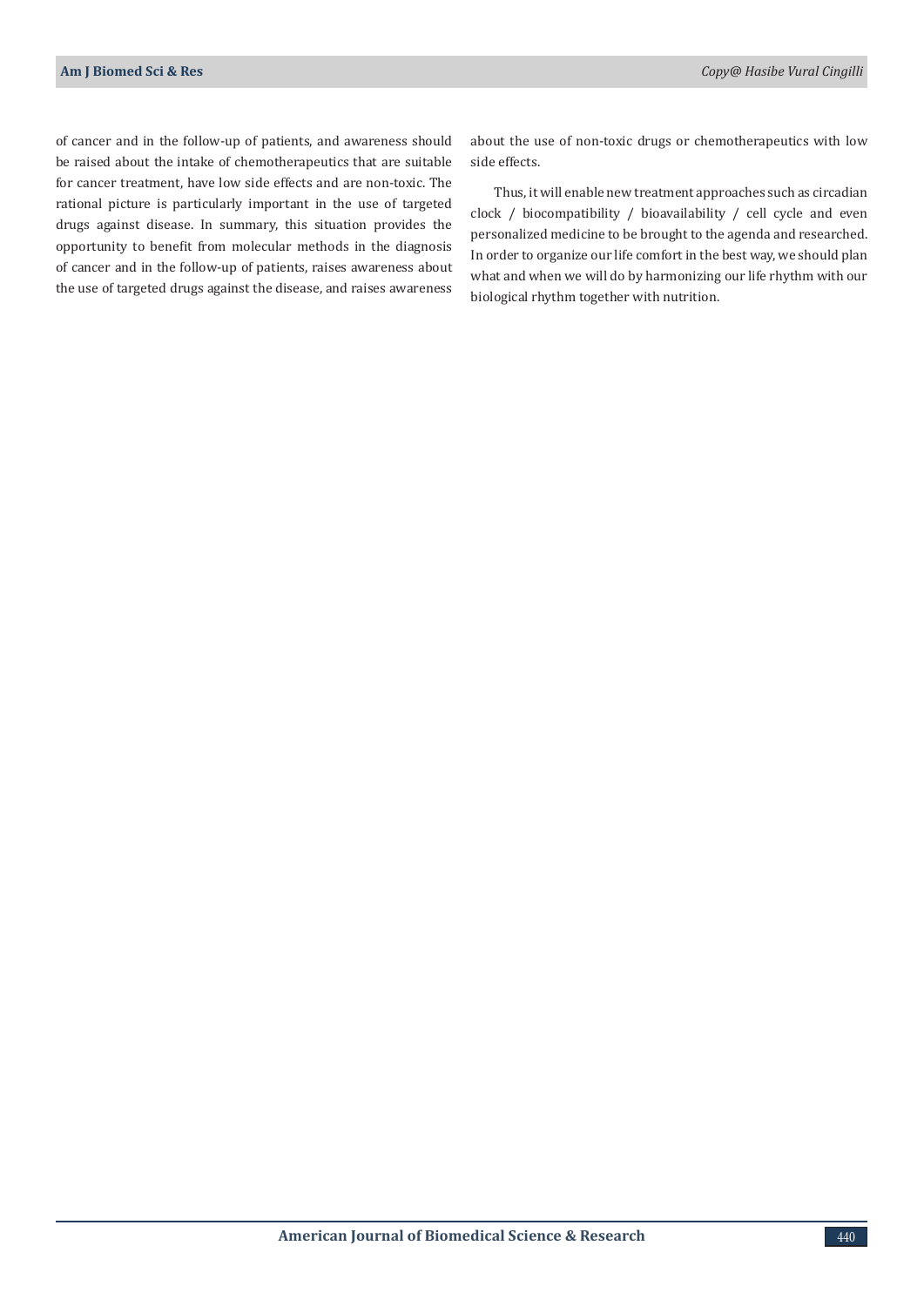of cancer and in the follow-up of patients, and awareness should be raised about the intake of chemotherapeutics that are suitable for cancer treatment, have low side effects and are non-toxic. The rational picture is particularly important in the use of targeted drugs against disease. In summary, this situation provides the opportunity to benefit from molecular methods in the diagnosis of cancer and in the follow-up of patients, raises awareness about the use of targeted drugs against the disease, and raises awareness about the use of non-toxic drugs or chemotherapeutics with low side effects.

Thus, it will enable new treatment approaches such as circadian clock / biocompatibility / bioavailability / cell cycle and even personalized medicine to be brought to the agenda and researched. In order to organize our life comfort in the best way, we should plan what and when we will do by harmonizing our life rhythm with our biological rhythm together with nutrition.